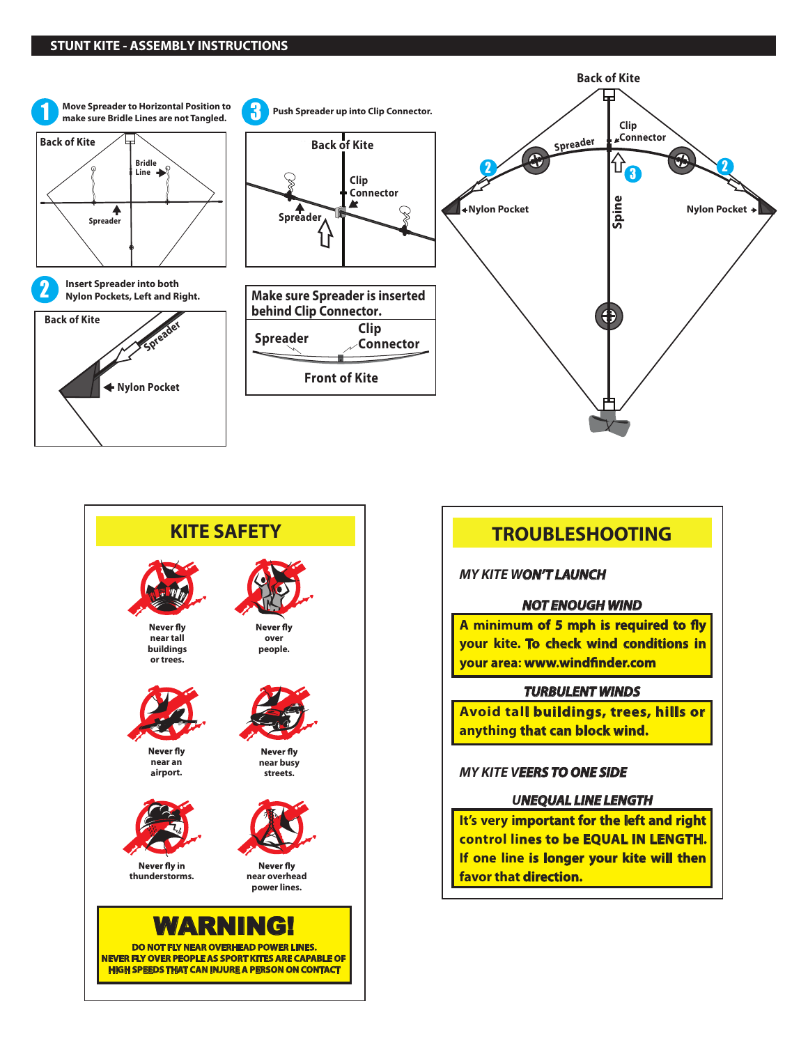# STUNT KITE - ASSEMBLY INSTRUCTIONS

**1** Move Spreader to Horizontal Position to make sure Bridle Lines are not Tangled.

Back of Kite

Bridle Line

Spreader

**2** Insert Spreader into both Nylon Pockets, Left and Right.

Back of Kite

Spreader

Nylon Pocket

**3** Push Spreader up into Clip Connector.

Back of Kite

Clip Connector

Spreader

Make sure Spreader is inserted behind Clip Connector.

Spreader

Clip Connector

Front of Kite

Back of Kite

Clip Connector

Spreader

Nylon Pocket

Spine

Nylon Pocket

## KITE SAFETY

- Never fly near tall buildings or trees.
- Never fly over people.
- Never fly near an airport.
- Never fly near busy streets.
- Never fly in thunderstorms.
- Never fly near overhead power lines.

**WARNING!**

**DO NOT FLY NEAR OVERHEAD POWER LINES.**
**NEVER FLY OVER PEOPLE AS SPORT KITES ARE CAPABLE OF HIGH SPEEDS THAT CAN INJURE A PERSON ON CONTACT**

## TROUBLESHOOTING

*MY KITE WON'T LAUNCH*

***NOT ENOUGH WIND***

**A minimum of 5 mph is required to fly your kite. To check wind conditions in your area: www.windfinder.com**

***TURBULENT WINDS***

**Avoid tall buildings, trees, hills or anything that can block wind.**

*MY KITE VEERS TO ONE SIDE*

***UNEQUAL LINE LENGTH***

**It's very important for the left and right control lines to be EQUAL IN LENGTH. If one line is longer your kite will then favor that direction.**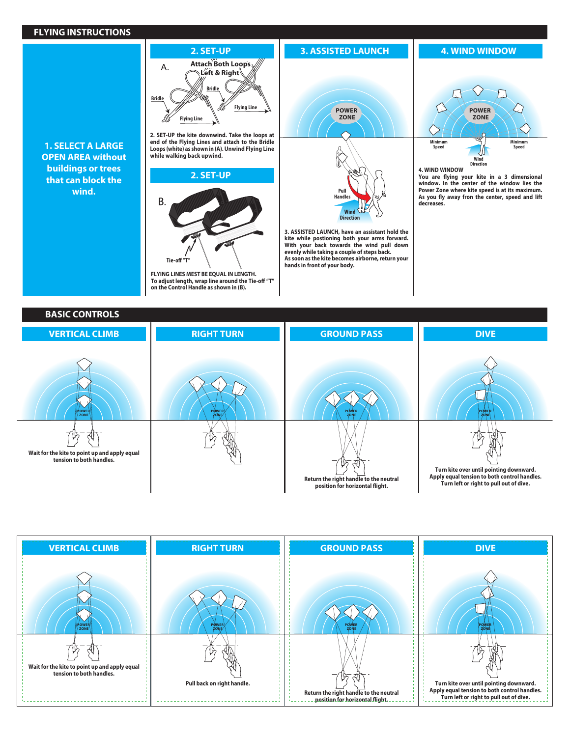## FLYING INSTRUCTIONS

### 1. SELECT A LARGE OPEN AREA without buildings or trees that can block the wind.

### 2. SET-UP

A.

Attach Both Loops Left & Right

Bridle

Bridle

Flying Line

Flying Line

**2. SET-UP the kite downwind. Take the loops at end of the Flying Lines and attach to the Bridle Loops (white) as shown in (A). Unwind Flying Line while walking back upwind.**

### 2. SET-UP

B.

Tie-off "T"

**FLYING LINES MEST BE EQUAL IN LENGTH. To adjust length, wrap line around the Tie-off "T" on the Control Handle as shown in (B).**

### 3. ASSISTED LAUNCH

POWER ZONE

Pull Handles

Wind Direction

**3. ASSISTED LAUNCH, have an assistant hold the kite while postioning both your arms forward. With your back towards the wind pull down evenly while taking a couple of steps back. As soon as the kite becomes airborne, return your hands in front of your body.**

### 4. WIND WINDOW

POWER ZONE

Minimum Speed

Minimum Speed

Wind Direction

**4. WIND WINDOW**
**You are flying your kite in a 3 dimensional window. In the center of the window lies the Power Zone where kite speed is at its maximum. As you fly away fron the center, speed and lift decreases.**

## BASIC CONTROLS

### VERTICAL CLIMB

POWER ZONE

**Wait for the kite to point up and apply equal tension to both handles.**

### RIGHT TURN

POWER ZONE

### GROUND PASS

POWER ZONE

**Return the right handle to the neutral position for horizontal flight.**

### DIVE

POWER ZONE

**Turn kite over until pointing downward. Apply equal tension to both control handles. Turn left or right to pull out of dive.**

### VERTICAL CLIMB

POWER ZONE

**Wait for the kite to point up and apply equal tension to both handles.**

### RIGHT TURN

POWER ZONE

**Pull back on right handle.**

### GROUND PASS

POWER ZONE

**Return the right handle to the neutral position for horizontal flight.**

### DIVE

POWER ZONE

**Turn kite over until pointing downward. Apply equal tension to both control handles. Turn left or right to pull out of dive.**